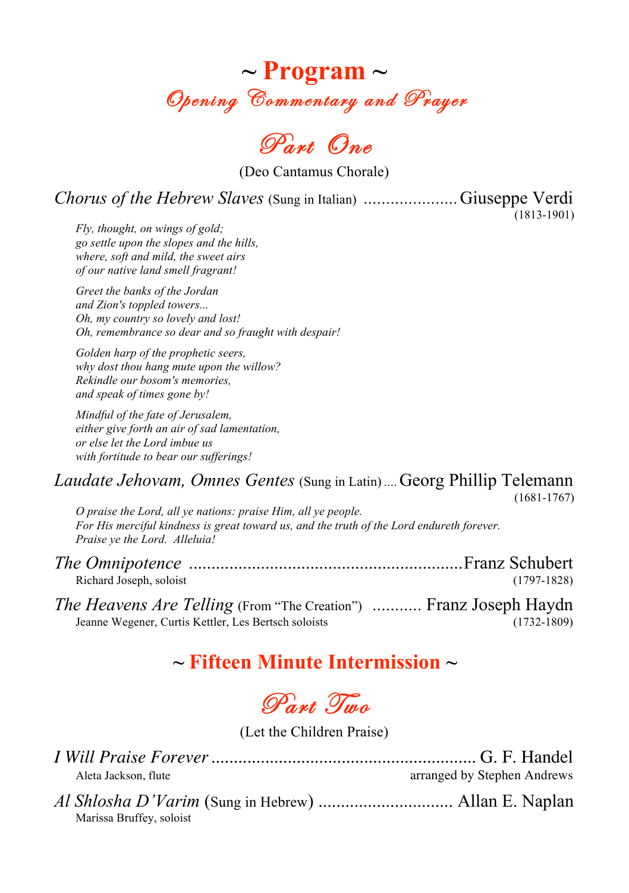# ~ Program ~

## *Opening Commentary and Prayer*

## *Part One*

(Deo Cantamus Chorale)

*Chorus of the Hebrew Slaves* (Sung in Italian) ..................... Giuseppe Verdi
(1813-1901)

*Fly, thought, on wings of gold;*
*go settle upon the slopes and the hills,*
*where, soft and mild, the sweet airs*
*of our native land smell fragrant!*

*Greet the banks of the Jordan*
*and Zion's toppled towers...*
*Oh, my country so lovely and lost!*
*Oh, remembrance so dear and so fraught with despair!*

*Golden harp of the prophetic seers,*
*why dost thou hang mute upon the willow?*
*Rekindle our bosom's memories,*
*and speak of times gone by!*

*Mindful of the fate of Jerusalem,*
*either give forth an air of sad lamentation,*
*or else let the Lord imbue us*
*with fortitude to bear our sufferings!*

*Laudate Jehovam, Omnes Gentes* (Sung in Latin) .... Georg Phillip Telemann
(1681-1767)

*O praise the Lord, all ye nations: praise Him, all ye people.*
*For His merciful kindness is great toward us, and the truth of the Lord endureth forever.*
*Praise ye the Lord. Alleluia!*

*The Omnipotence* ............................................................ Franz Schubert
Richard Joseph, soloist (1797-1828)

*The Heavens Are Telling* (From "The Creation") ........... Franz Joseph Haydn
Jeanne Wegener, Curtis Kettler, Les Bertsch soloists (1732-1809)

## ~ Fifteen Minute Intermission ~

## *Part Two*

(Let the Children Praise)

*I Will Praise Forever* .......................................................... G. F. Handel
Aleta Jackson, flute — arranged by Stephen Andrews

*Al Shlosha D'Varim* (Sung in Hebrew) .............................. Allan E. Naplan
Marissa Bruffey, soloist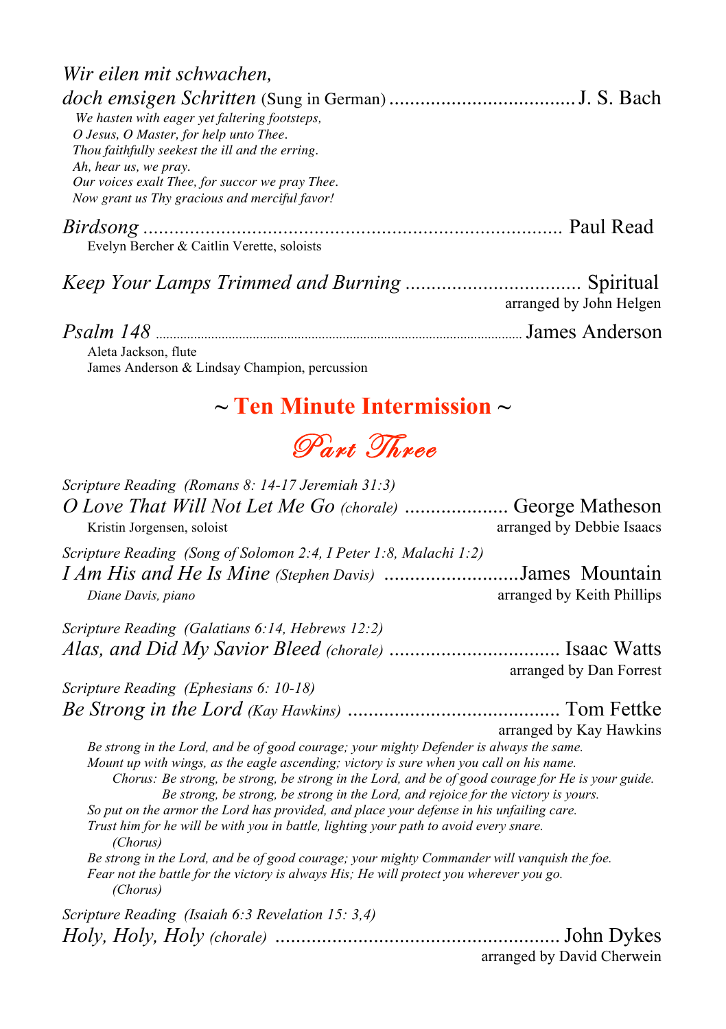*Wir eilen mit schwachen, doch emsigen Schritten* (Sung in German) .................................... J. S. Bach

*We hasten with eager yet faltering footsteps,*
*O Jesus, O Master, for help unto Thee.*
*Thou faithfully seekest the ill and the erring.*
*Ah, hear us, we pray.*
*Our voices exalt Thee, for succor we pray Thee.*
*Now grant us Thy gracious and merciful favor!*

*Birdsong* ................................................................................ Paul Read
Evelyn Bercher & Caitlin Verette, soloists

*Keep Your Lamps Trimmed and Burning* .................................. Spiritual
arranged by John Helgen

*Psalm 148* ........................................................................................................ James Anderson
Aleta Jackson, flute
James Anderson & Lindsay Champion, percussion

## ~ Ten Minute Intermission ~

## *Part Three*

*Scripture Reading (Romans 8: 14-17 Jeremiah 31:3)*
*O Love That Will Not Let Me Go (chorale)* .................... George Matheson
Kristin Jorgensen, soloist — arranged by Debbie Isaacs

*Scripture Reading (Song of Solomon 2:4, I Peter 1:8, Malachi 1:2)*
*I Am His and He Is Mine (Stephen Davis)* ..........................James Mountain
*Diane Davis, piano* — arranged by Keith Phillips

*Scripture Reading (Galatians 6:14, Hebrews 12:2)*
*Alas, and Did My Savior Bleed (chorale)* ................................. Isaac Watts
arranged by Dan Forrest

*Scripture Reading (Ephesians 6: 10-18)*
*Be Strong in the Lord (Kay Hawkins)* ......................................... Tom Fettke
arranged by Kay Hawkins

*Be strong in the Lord, and be of good courage; your mighty Defender is always the same.*
*Mount up with wings, as the eagle ascending; victory is sure when you call on his name.*
*Chorus: Be strong, be strong, be strong in the Lord, and be of good courage for He is your guide.*
*Be strong, be strong, be strong in the Lord, and rejoice for the victory is yours.*
*So put on the armor the Lord has provided, and place your defense in his unfailing care.*
*Trust him for he will be with you in battle, lighting your path to avoid every snare.*
*(Chorus)*
*Be strong in the Lord, and be of good courage; your mighty Commander will vanquish the foe.*
*Fear not the battle for the victory is always His; He will protect you wherever you go.*
*(Chorus)*

*Scripture Reading (Isaiah 6:3 Revelation 15: 3,4)*
*Holy, Holy, Holy (chorale)* ...................................................... John Dykes
arranged by David Cherwein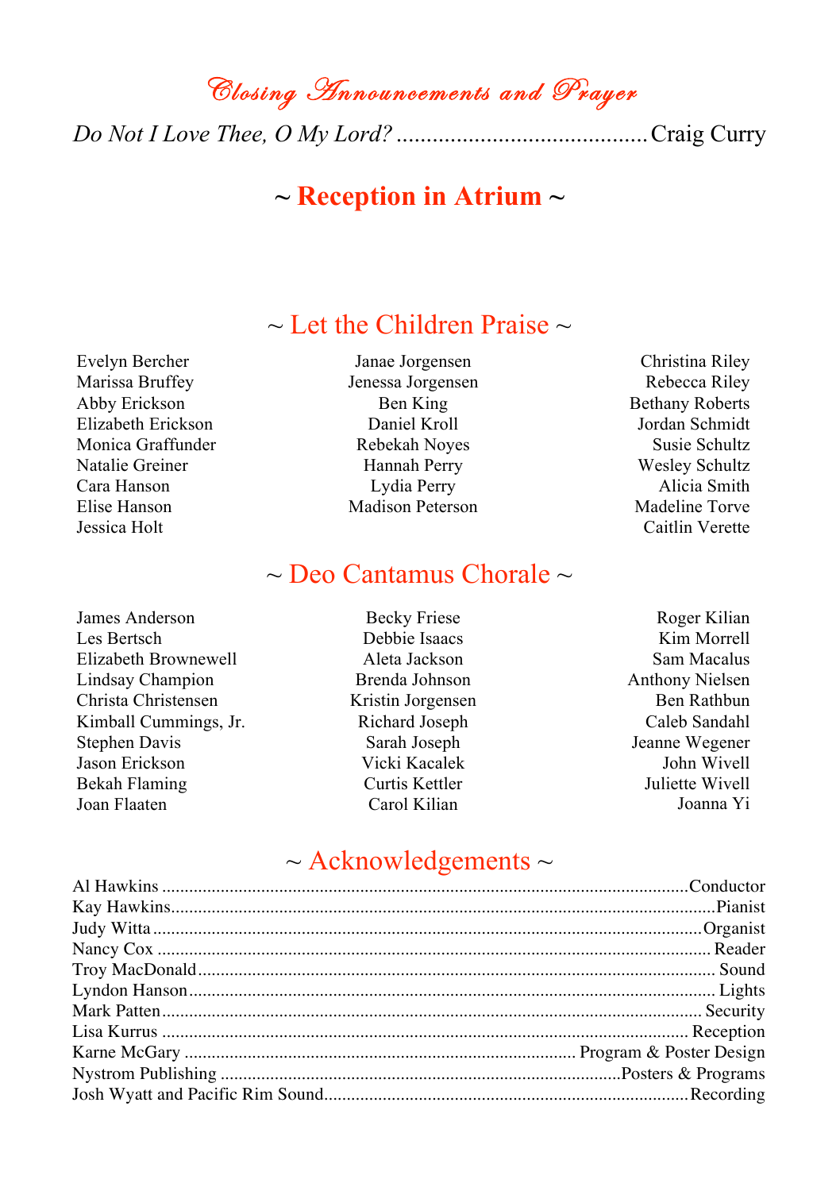## *Closing Announcements and Prayer*

*Do Not I Love Thee, O My Lord?* .......................................... Craig Curry

## ~ Reception in Atrium ~

## ~ Let the Children Praise ~

Evelyn Bercher
Marissa Bruffey
Abby Erickson
Elizabeth Erickson
Monica Graffunder
Natalie Greiner
Cara Hanson
Elise Hanson
Jessica Holt
Janae Jorgensen
Jenessa Jorgensen
Ben King
Daniel Kroll
Rebekah Noyes
Hannah Perry
Lydia Perry
Madison Peterson
Christina Riley
Rebecca Riley
Bethany Roberts
Jordan Schmidt
Susie Schultz
Wesley Schultz
Alicia Smith
Madeline Torve
Caitlin Verette

## ~ Deo Cantamus Chorale ~

James Anderson
Les Bertsch
Elizabeth Brownewell
Lindsay Champion
Christa Christensen
Kimball Cummings, Jr.
Stephen Davis
Jason Erickson
Bekah Flaming
Joan Flaaten
Becky Friese
Debbie Isaacs
Aleta Jackson
Brenda Johnson
Kristin Jorgensen
Richard Joseph
Sarah Joseph
Vicki Kacalek
Curtis Kettler
Carol Kilian
Roger Kilian
Kim Morrell
Sam Macalus
Anthony Nielsen
Ben Rathbun
Caleb Sandahl
Jeanne Wegener
John Wivell
Juliette Wivell
Joanna Yi

## ~ Acknowledgements ~

Al Hawkins .......................................................... Conductor
Kay Hawkins .......................................................... Pianist
Judy Witta .......................................................... Organist
Nancy Cox .......................................................... Reader
Troy MacDonald .......................................................... Sound
Lyndon Hanson .......................................................... Lights
Mark Patten .......................................................... Security
Lisa Kurrus .......................................................... Reception
Karne McGary .......................................................... Program & Poster Design
Nystrom Publishing .......................................................... Posters & Programs
Josh Wyatt and Pacific Rim Sound .......................................................... Recording